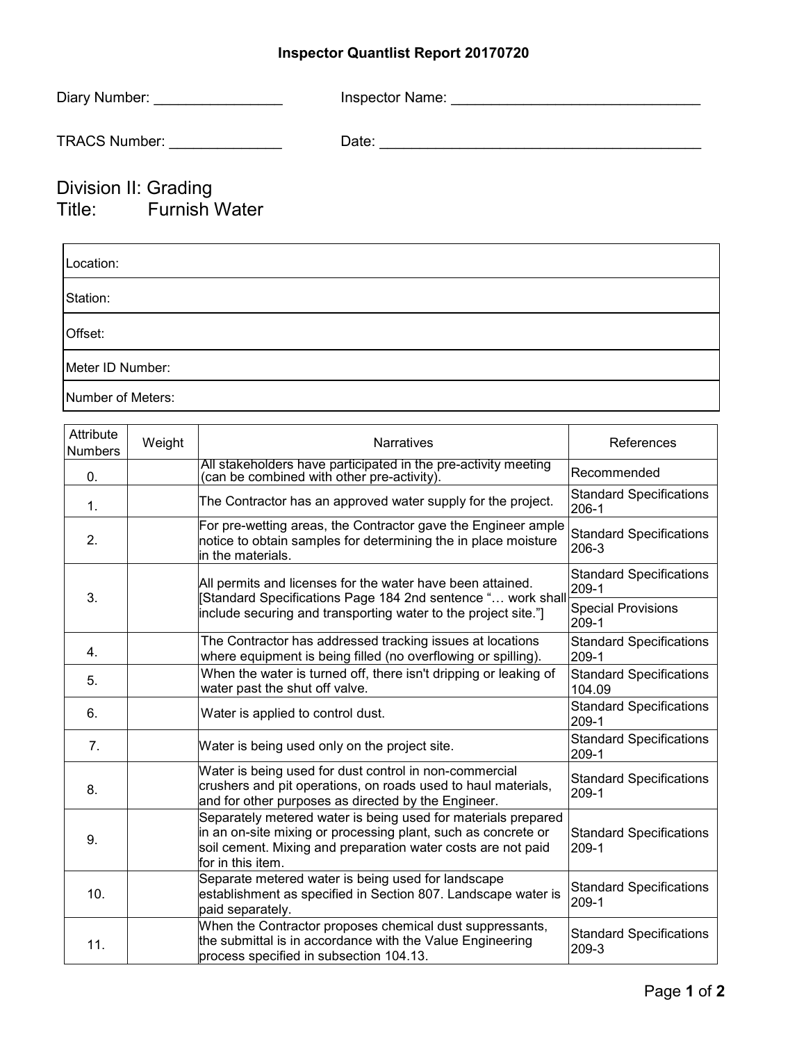# Inspector Quantlist Report 20170720

Diary Number: ________________ Inspector Name: _______________________________

TRACS Number: ______________ Date: __________________________________________

## Division II: Grading
## Title: Furnish Water

| Location: |
|---|
| Station: |
| Offset: |
| Meter ID Number: |
| Number of Meters: |

| Attribute Numbers | Weight | Narratives | References |
|---|---|---|---|
| 0. | | All stakeholders have participated in the pre-activity meeting (can be combined with other pre-activity). | Recommended |
| 1. | | The Contractor has an approved water supply for the project. | Standard Specifications 206-1 |
| 2. | | For pre-wetting areas, the Contractor gave the Engineer ample notice to obtain samples for determining the in place moisture in the materials. | Standard Specifications 206-3 |
| 3. | | All permits and licenses for the water have been attained. [Standard Specifications Page 184 2nd sentence "… work shall include securing and transporting water to the project site."] | Standard Specifications 209-1<br>Special Provisions 209-1 |
| 4. | | The Contractor has addressed tracking issues at locations where equipment is being filled (no overflowing or spilling). | Standard Specifications 209-1 |
| 5. | | When the water is turned off, there isn't dripping or leaking of water past the shut off valve. | Standard Specifications 104.09 |
| 6. | | Water is applied to control dust. | Standard Specifications 209-1 |
| 7. | | Water is being used only on the project site. | Standard Specifications 209-1 |
| 8. | | Water is being used for dust control in non-commercial crushers and pit operations, on roads used to haul materials, and for other purposes as directed by the Engineer. | Standard Specifications 209-1 |
| 9. | | Separately metered water is being used for materials prepared in an on-site mixing or processing plant, such as concrete or soil cement. Mixing and preparation water costs are not paid for in this item. | Standard Specifications 209-1 |
| 10. | | Separate metered water is being used for landscape establishment as specified in Section 807. Landscape water is paid separately. | Standard Specifications 209-1 |
| 11. | | When the Contractor proposes chemical dust suppressants, the submittal is in accordance with the Value Engineering process specified in subsection 104.13. | Standard Specifications 209-3 |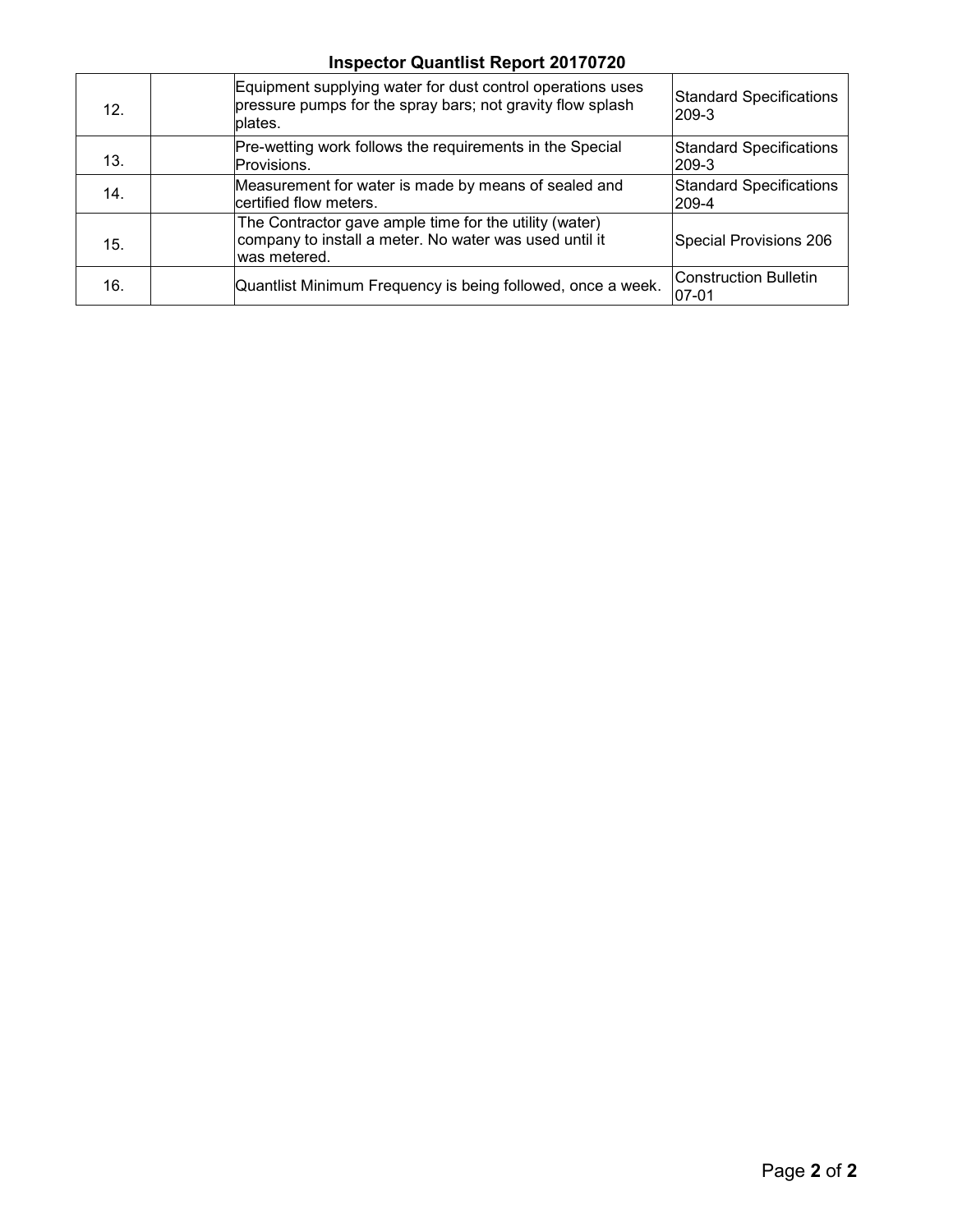# Inspector Quantlist Report 20170720

| | | | |
|---|---|---|---|
| 12. | | Equipment supplying water for dust control operations uses pressure pumps for the spray bars; not gravity flow splash plates. | Standard Specifications 209-3 |
| 13. | | Pre-wetting work follows the requirements in the Special Provisions. | Standard Specifications 209-3 |
| 14. | | Measurement for water is made by means of sealed and certified flow meters. | Standard Specifications 209-4 |
| 15. | | The Contractor gave ample time for the utility (water) company to install a meter. No water was used until it was metered. | Special Provisions 206 |
| 16. | | Quantlist Minimum Frequency is being followed, once a week. | Construction Bulletin 07-01 |